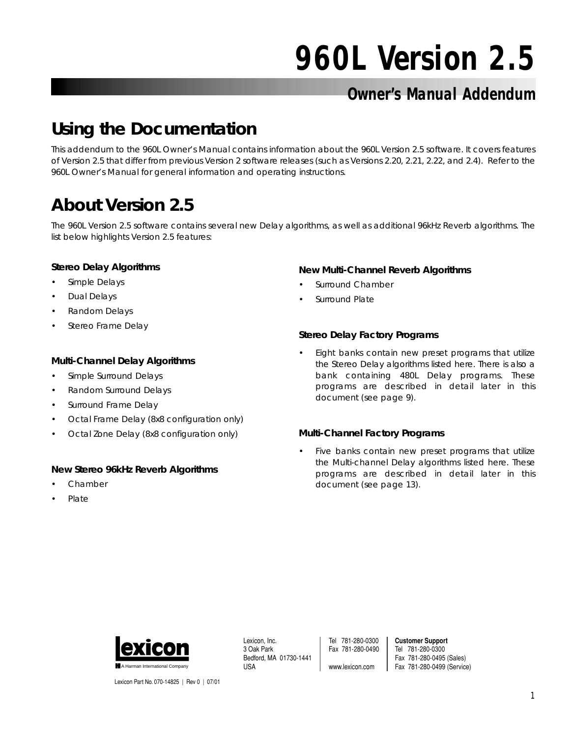# 960L Version 2.5

## Owner's Manual Addendum

## Using the Documentation

This addendum to the 960L Owner's Manual contains information about the 960L Version 2.5 software. It covers features of Version 2.5 that differ from previous Version 2 software releases (such as Versions 2.20, 2.21, 2.22, and 2.4). Refer to the 960L Owner's Manual for general information and operating instructions.

## About Version 2.5

The 960L Version 2.5 software contains several new Delay algorithms, as well as additional 96kHz Reverb algorithms. The list below highlights Version 2.5 features:

#### Stereo Delay Algorithms

- Simple Delays
- Dual Delays
- Random Delays
- Stereo Frame Delay

#### Multi-Channel Delay Algorithms

- Simple Surround Delays
- Random Surround Delays
- Surround Frame Delay
- Octal Frame Delay (8x8 configuration only)
- Octal Zone Delay (8x8 configuration only)

#### New Stereo 96kHz Reverb Algorithms

- Chamber
- Plate

#### New Multi-Channel Reverb Algorithms

- Surround Chamber
- Surround Plate

#### Stereo Delay Factory Programs

- Eight banks contain new preset programs that utilize the Stereo Delay algorithms listed here. There is also a bank containing 480L Delay programs. These programs are described in detail later in this document (see page 9).

#### Multi-Channel Factory Programs

- Five banks contain new preset programs that utilize the Multi-channel Delay algorithms listed here. These programs are described in detail later in this document (see page 13).

lexicon
A Harman International Company

Lexicon, Inc.
3 Oak Park
Bedford, MA 01730-1441
USA

Tel 781-280-0300
Fax 781-280-0490

www.lexicon.com

**Customer Support**
Tel 781-280-0300
Fax 781-280-0495 (Sales)
Fax 781-280-0499 (Service)

Lexicon Part No. 070-14825 | Rev 0 | 07/01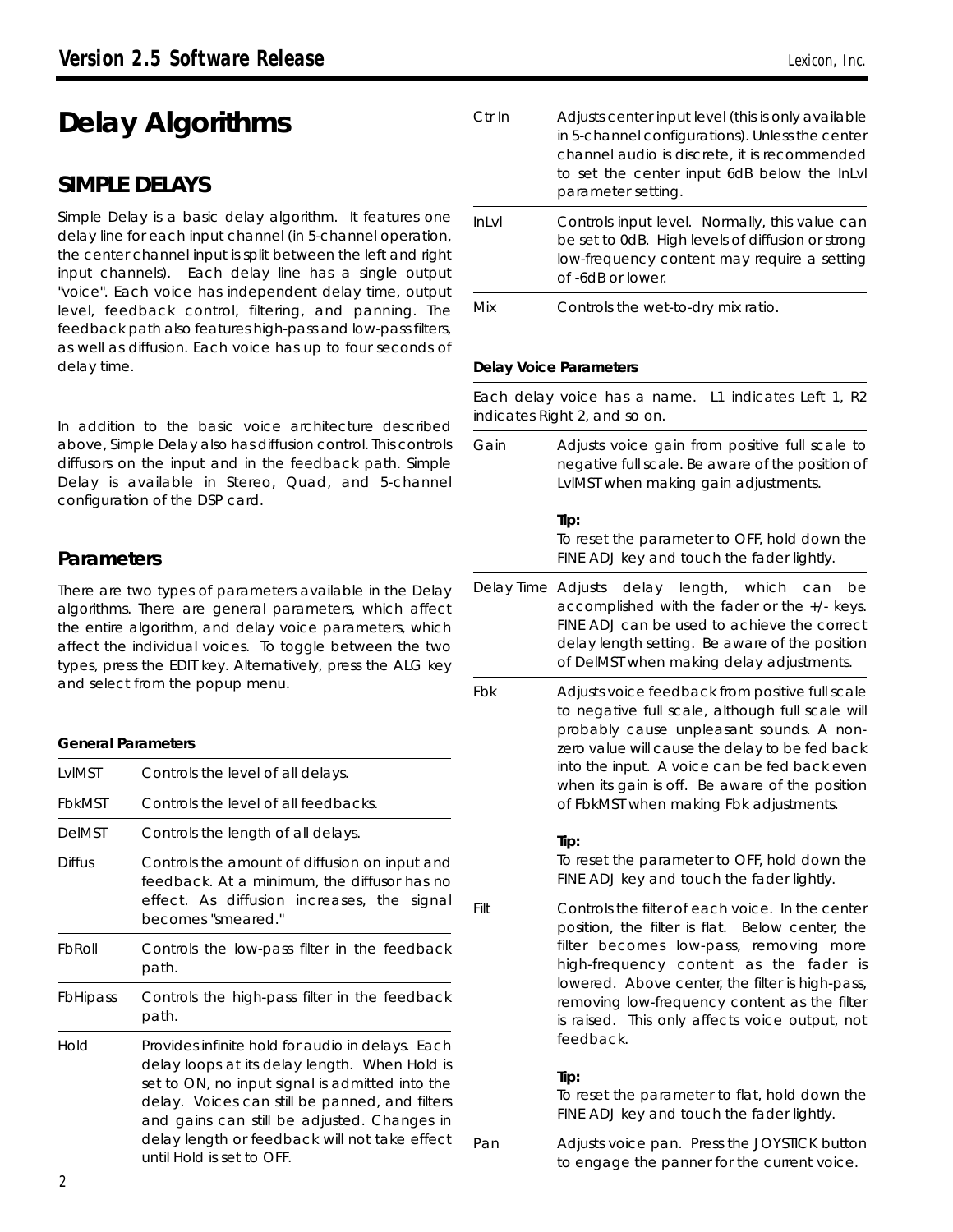# Delay Algorithms

## SIMPLE DELAYS

Simple Delay is a basic delay algorithm. It features one delay line for each input channel (in 5-channel operation, the center channel input is split between the left and right input channels). Each delay line has a single output "voice". Each voice has independent delay time, output level, feedback control, filtering, and panning. The feedback path also features high-pass and low-pass filters, as well as diffusion. Each voice has up to four seconds of delay time.

In addition to the basic voice architecture described above, Simple Delay also has diffusion control. This controls diffusors on the input and in the feedback path. Simple Delay is available in Stereo, Quad, and 5-channel configuration of the DSP card.

### Parameters

There are two types of parameters available in the Delay algorithms. There are general parameters, which affect the entire algorithm, and delay voice parameters, which affect the individual voices. To toggle between the two types, press the EDIT key. Alternatively, press the ALG key and select from the popup menu.

**General Parameters**

| | |
|---|---|
| LvlMST | Controls the level of all delays. |
| FbkMST | Controls the level of all feedbacks. |
| DelMST | Controls the length of all delays. |
| Diffus | Controls the amount of diffusion on input and feedback. At a minimum, the diffusor has no effect. As diffusion increases, the signal becomes "smeared." |
| FbRoll | Controls the low-pass filter in the feedback path. |
| FbHipass | Controls the high-pass filter in the feedback path. |
| Hold | Provides infinite hold for audio in delays. Each delay loops at its delay length. When Hold is set to ON, no input signal is admitted into the delay. Voices can still be panned, and filters and gains can still be adjusted. Changes in delay length or feedback will not take effect until Hold is set to OFF. |
| Ctr In | Adjusts center input level (this is only available in 5-channel configurations). Unless the center channel audio is discrete, it is recommended to set the center input 6dB below the InLvl parameter setting. |
| InLvl | Controls input level. Normally, this value can be set to 0dB. High levels of diffusion or strong low-frequency content may require a setting of -6dB or lower. |
| Mix | Controls the wet-to-dry mix ratio. |

**Delay Voice Parameters**

Each delay voice has a name. L1 indicates Left 1, R2 indicates Right 2, and so on.

| | |
|---|---|
| Gain | Adjusts voice gain from positive full scale to negative full scale. Be aware of the position of LvlMST when making gain adjustments.<br><br>**Tip:**<br>To reset the parameter to OFF, hold down the FINE ADJ key and touch the fader lightly. |
| Delay Time | Adjusts delay length, which can be accomplished with the fader or the +/- keys. FINE ADJ can be used to achieve the correct delay length setting. Be aware of the position of DelMST when making delay adjustments. |
| Fbk | Adjusts voice feedback from positive full scale to negative full scale, although full scale will probably cause unpleasant sounds. A non-zero value will cause the delay to be fed back into the input. A voice can be fed back even when its gain is off. Be aware of the position of FbkMST when making Fbk adjustments.<br><br>**Tip:**<br>To reset the parameter to OFF, hold down the FINE ADJ key and touch the fader lightly. |
| Filt | Controls the filter of each voice. In the center position, the filter is flat. Below center, the filter becomes low-pass, removing more high-frequency content as the fader is lowered. Above center, the filter is high-pass, removing low-frequency content as the filter is raised. This only affects voice output, not feedback.<br><br>**Tip:**<br>To reset the parameter to flat, hold down the FINE ADJ key and touch the fader lightly. |
| Pan | Adjusts voice pan. Press the JOYSTICK button to engage the panner for the current voice. |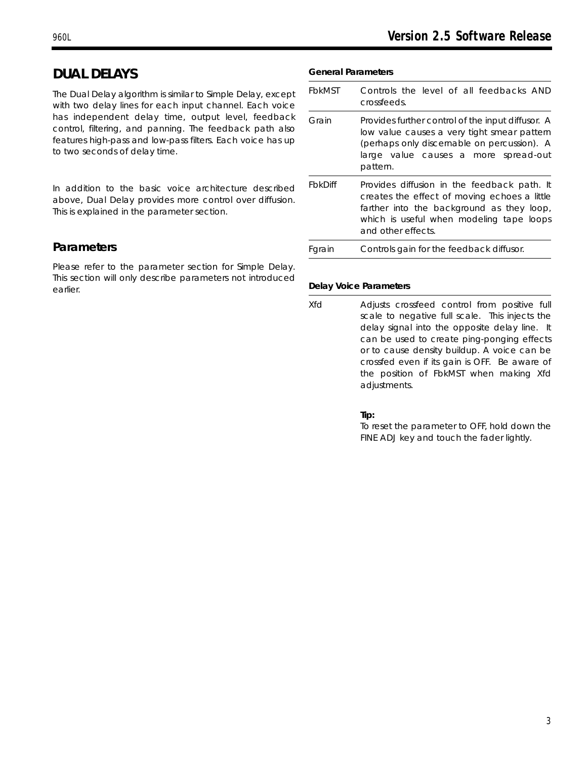# DUAL DELAYS

The Dual Delay algorithm is similar to Simple Delay, except with two delay lines for each input channel. Each voice has independent delay time, output level, feedback control, filtering, and panning. The feedback path also features high-pass and low-pass filters. Each voice has up to two seconds of delay time.

In addition to the basic voice architecture described above, Dual Delay provides more control over diffusion. This is explained in the parameter section.

## Parameters

Please refer to the parameter section for Simple Delay. This section will only describe parameters not introduced earlier.

**General Parameters**

| | |
|---|---|
| FbkMST | Controls the level of all feedbacks AND crossfeeds. |
| Grain | Provides further control of the input diffusor. A low value causes a very tight smear pattern (perhaps only discernable on percussion). A large value causes a more spread-out pattern. |
| FbkDiff | Provides diffusion in the feedback path. It creates the effect of moving echoes a little farther into the background as they loop, which is useful when modeling tape loops and other effects. |
| Fgrain | Controls gain for the feedback diffusor. |

**Delay Voice Parameters**

| | |
|---|---|
| Xfd | Adjusts crossfeed control from positive full scale to negative full scale. This injects the delay signal into the opposite delay line. It can be used to create ping-ponging effects or to cause density buildup. A voice can be crossfed even if its gain is OFF. Be aware of the position of FbkMST when making Xfd adjustments. |

**Tip:**
To reset the parameter to OFF, hold down the FINE ADJ key and touch the fader lightly.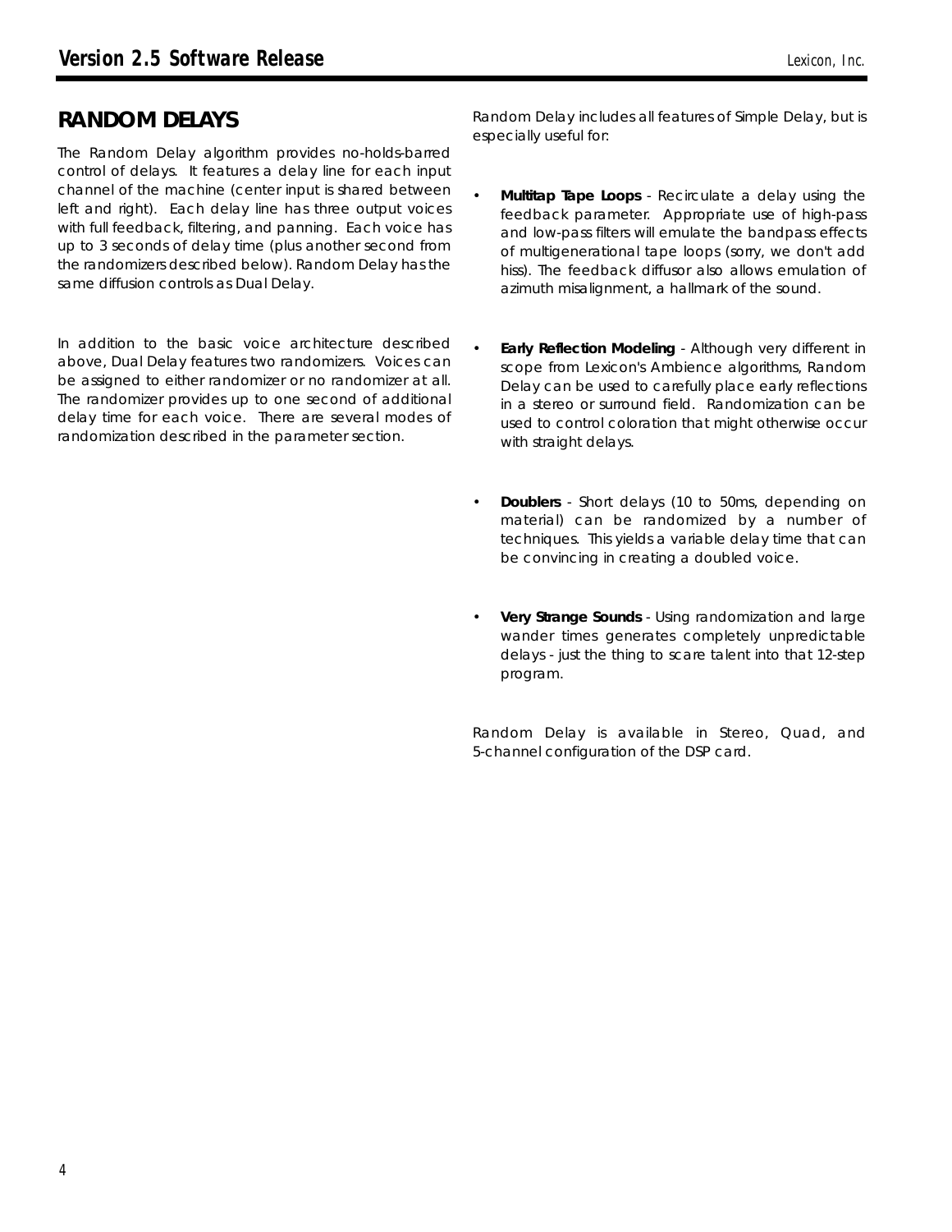## RANDOM DELAYS

The Random Delay algorithm provides no-holds-barred control of delays. It features a delay line for each input channel of the machine (center input is shared between left and right). Each delay line has three output voices with full feedback, filtering, and panning. Each voice has up to 3 seconds of delay time (plus another second from the randomizers described below). Random Delay has the same diffusion controls as Dual Delay.

In addition to the basic voice architecture described above, Dual Delay features two randomizers. Voices can be assigned to either randomizer or no randomizer at all. The randomizer provides up to one second of additional delay time for each voice. There are several modes of randomization described in the parameter section.

Random Delay includes all features of Simple Delay, but is especially useful for:

- **Multitap Tape Loops** - Recirculate a delay using the feedback parameter. Appropriate use of high-pass and low-pass filters will emulate the bandpass effects of multigenerational tape loops (sorry, we don't add hiss). The feedback diffusor also allows emulation of azimuth misalignment, a hallmark of the sound.

- **Early Reflection Modeling** - Although very different in scope from Lexicon's Ambience algorithms, Random Delay can be used to carefully place early reflections in a stereo or surround field. Randomization can be used to control coloration that might otherwise occur with straight delays.

- **Doublers** - Short delays (10 to 50ms, depending on material) can be randomized by a number of techniques. This yields a variable delay time that can be convincing in creating a doubled voice.

- **Very Strange Sounds** - Using randomization and large wander times generates completely unpredictable delays - just the thing to scare talent into that 12-step program.

Random Delay is available in Stereo, Quad, and 5-channel configuration of the DSP card.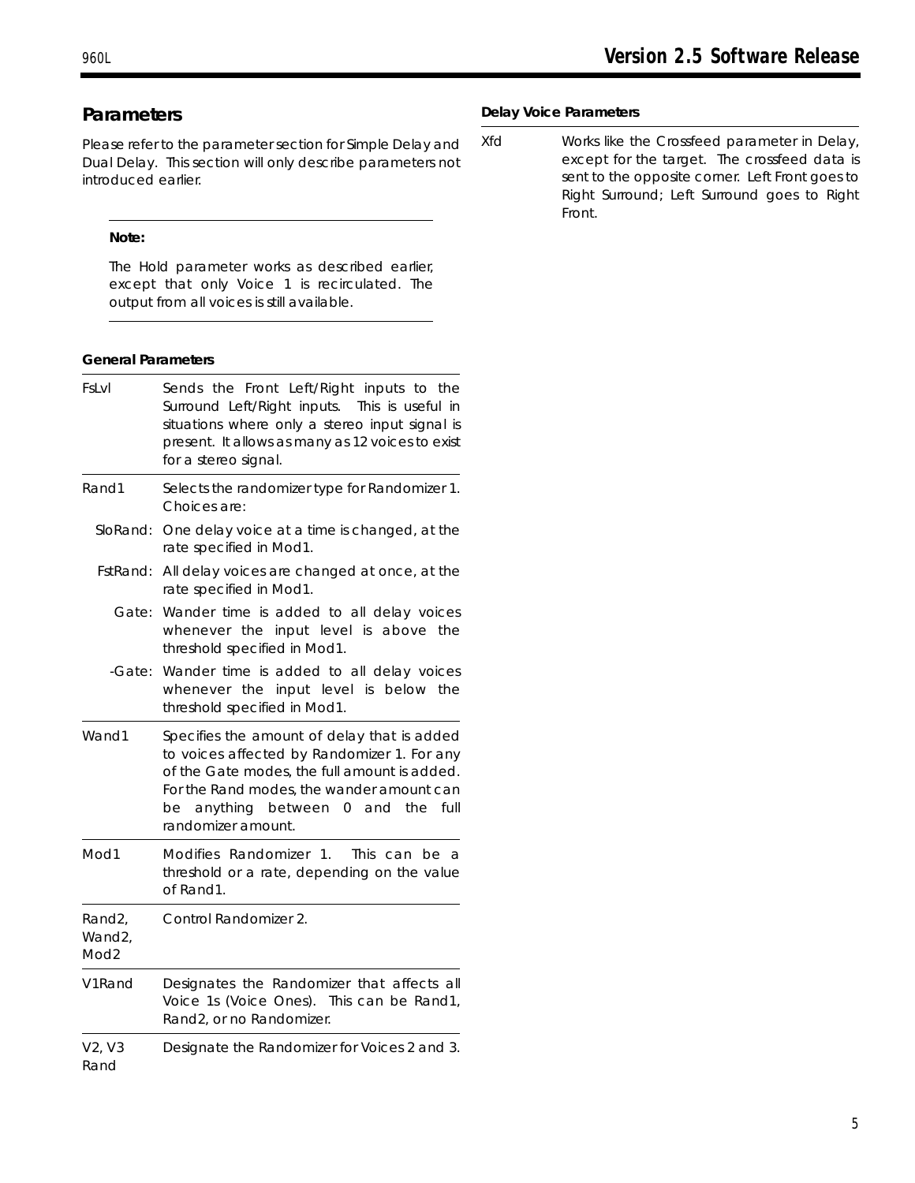## Parameters

Please refer to the parameter section for Simple Delay and Dual Delay. This section will only describe parameters not introduced earlier.

---

**Note:**

The Hold parameter works as described earlier, except that only Voice 1 is recirculated. The output from all voices is still available.

---

### General Parameters

| | |
|---|---|
| FsLvl | Sends the Front Left/Right inputs to the Surround Left/Right inputs. This is useful in situations where only a stereo input signal is present. It allows as many as 12 voices to exist for a stereo signal. |
| Rand1 | Selects the randomizer type for Randomizer 1. Choices are:<br>SloRand: One delay voice at a time is changed, at the rate specified in Mod1.<br>FstRand: All delay voices are changed at once, at the rate specified in Mod1.<br>Gate: Wander time is added to all delay voices whenever the input level is above the threshold specified in Mod1.<br>-Gate: Wander time is added to all delay voices whenever the input level is below the threshold specified in Mod1. |
| Wand1 | Specifies the amount of delay that is added to voices affected by Randomizer 1. For any of the Gate modes, the full amount is added. For the Rand modes, the wander amount can be anything between 0 and the full randomizer amount. |
| Mod1 | Modifies Randomizer 1. This can be a threshold or a rate, depending on the value of Rand1. |
| Rand2, Wand2, Mod2 | Control Randomizer 2. |
| V1Rand | Designates the Randomizer that affects all Voice 1s (Voice Ones). This can be Rand1, Rand2, or no Randomizer. |
| V2, V3 Rand | Designate the Randomizer for Voices 2 and 3. |

### Delay Voice Parameters

| | |
|---|---|
| Xfd | Works like the Crossfeed parameter in Delay, except for the target. The crossfeed data is sent to the opposite corner. Left Front goes to Right Surround; Left Surround goes to Right Front. |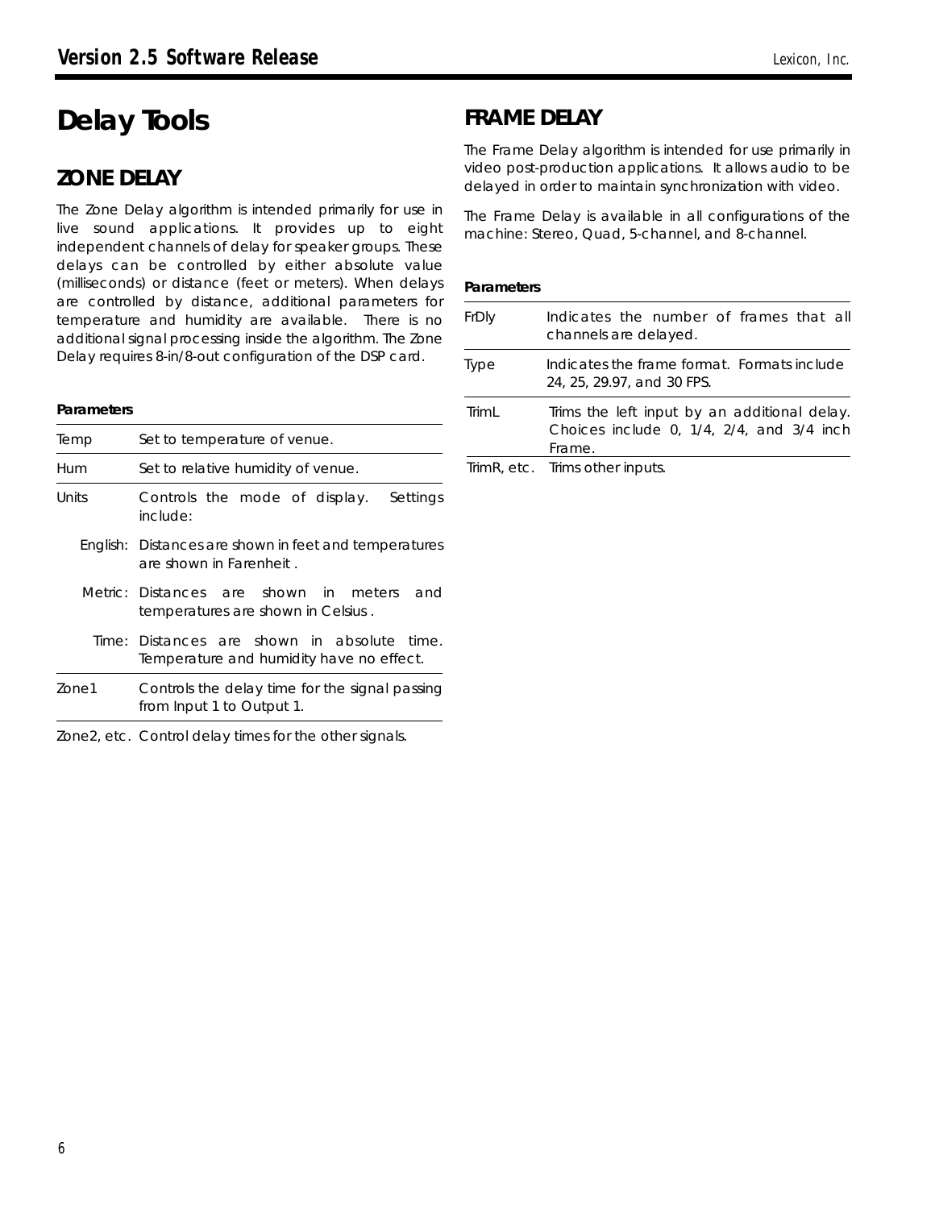# Delay Tools

## ZONE DELAY

The Zone Delay algorithm is intended primarily for use in live sound applications. It provides up to eight independent channels of delay for speaker groups. These delays can be controlled by either absolute value (milliseconds) or distance (feet or meters). When delays are controlled by distance, additional parameters for temperature and humidity are available. There is no additional signal processing inside the algorithm. The Zone Delay requires 8-in/8-out configuration of the DSP card.

**Parameters**

| | |
|---|---|
| Temp | Set to temperature of venue. |
| Hum | Set to relative humidity of venue. |
| Units | Controls the mode of display. Settings include: |
| English: | Distances are shown in feet and temperatures are shown in Farenheit . |
| Metric: | Distances are shown in meters and temperatures are shown in Celsius . |
| Time: | Distances are shown in absolute time. Temperature and humidity have no effect. |
| Zone1 | Controls the delay time for the signal passing from Input 1 to Output 1. |
| Zone2, etc. | Control delay times for the other signals. |

## FRAME DELAY

The Frame Delay algorithm is intended for use primarily in video post-production applications. It allows audio to be delayed in order to maintain synchronization with video.

The Frame Delay is available in all configurations of the machine: Stereo, Quad, 5-channel, and 8-channel.

**Parameters**

| | |
|---|---|
| FrDly | Indicates the number of frames that all channels are delayed. |
| Type | Indicates the frame format. Formats include 24, 25, 29.97, and 30 FPS. |
| TrimL | Trims the left input by an additional delay. Choices include 0, 1/4, 2/4, and 3/4 inch Frame. |
| TrimR, etc. | Trims other inputs. |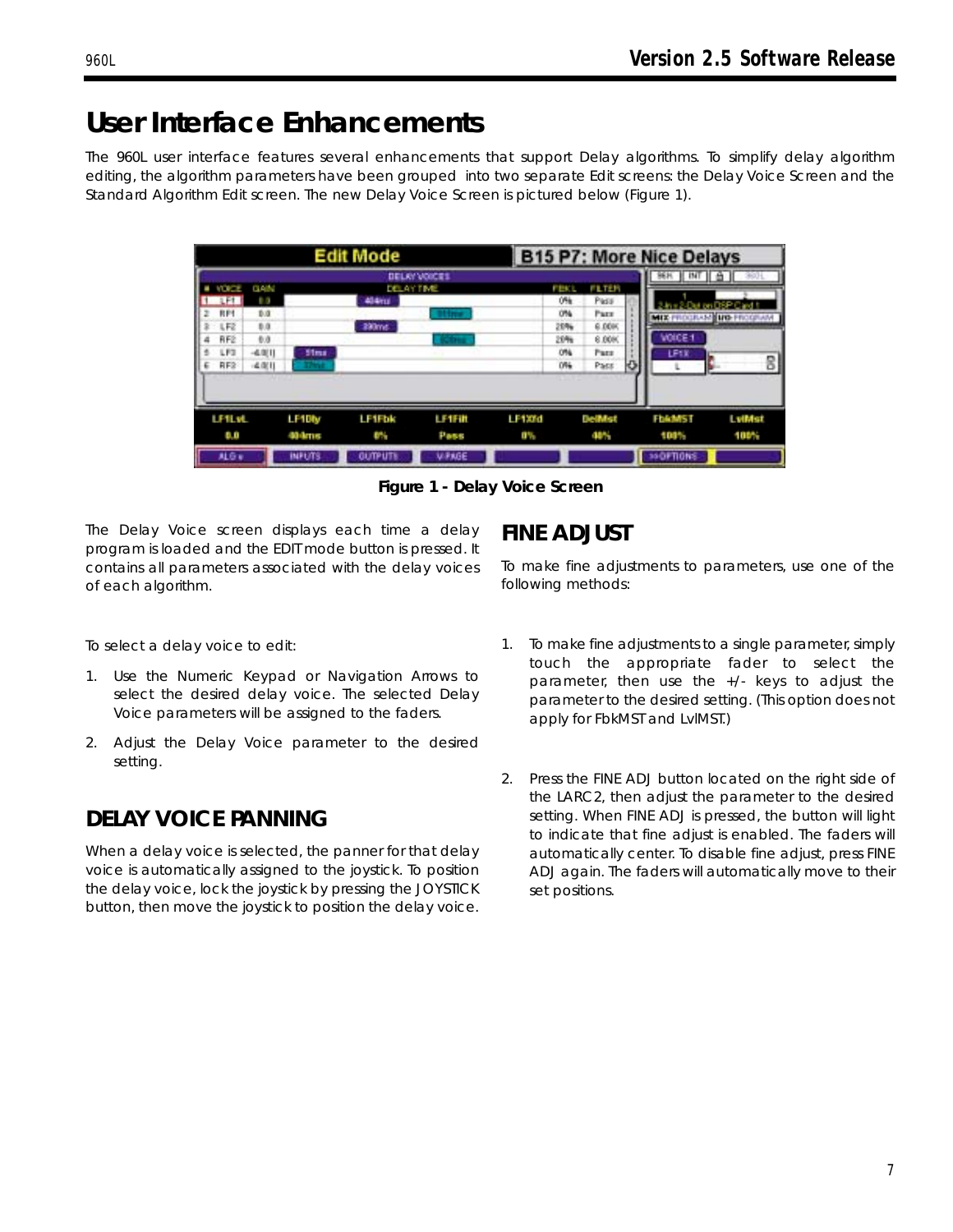# User Interface Enhancements

The 960L user interface features several enhancements that support Delay algorithms. To simplify delay algorithm editing, the algorithm parameters have been grouped into two separate Edit screens: the Delay Voice Screen and the Standard Algorithm Edit screen. The new Delay Voice Screen is pictured below (Figure 1).

**Figure 1 - Delay Voice Screen**

The Delay Voice screen displays each time a delay program is loaded and the EDIT mode button is pressed. It contains all parameters associated with the delay voices of each algorithm.

To select a delay voice to edit:

1. Use the Numeric Keypad or Navigation Arrows to select the desired delay voice. The selected Delay Voice parameters will be assigned to the faders.
2. Adjust the Delay Voice parameter to the desired setting.

## DELAY VOICE PANNING

When a delay voice is selected, the panner for that delay voice is automatically assigned to the joystick. To position the delay voice, lock the joystick by pressing the JOYSTICK button, then move the joystick to position the delay voice.

## FINE ADJUST

To make fine adjustments to parameters, use one of the following methods:

1. To make fine adjustments to a single parameter, simply touch the appropriate fader to select the parameter, then use the +/- keys to adjust the parameter to the desired setting. (This option does not apply for FbkMST and LvlMST.)
2. Press the FINE ADJ button located on the right side of the LARC2, then adjust the parameter to the desired setting. When FINE ADJ is pressed, the button will light to indicate that fine adjust is enabled. The faders will automatically center. To disable fine adjust, press FINE ADJ again. The faders will automatically move to their set positions.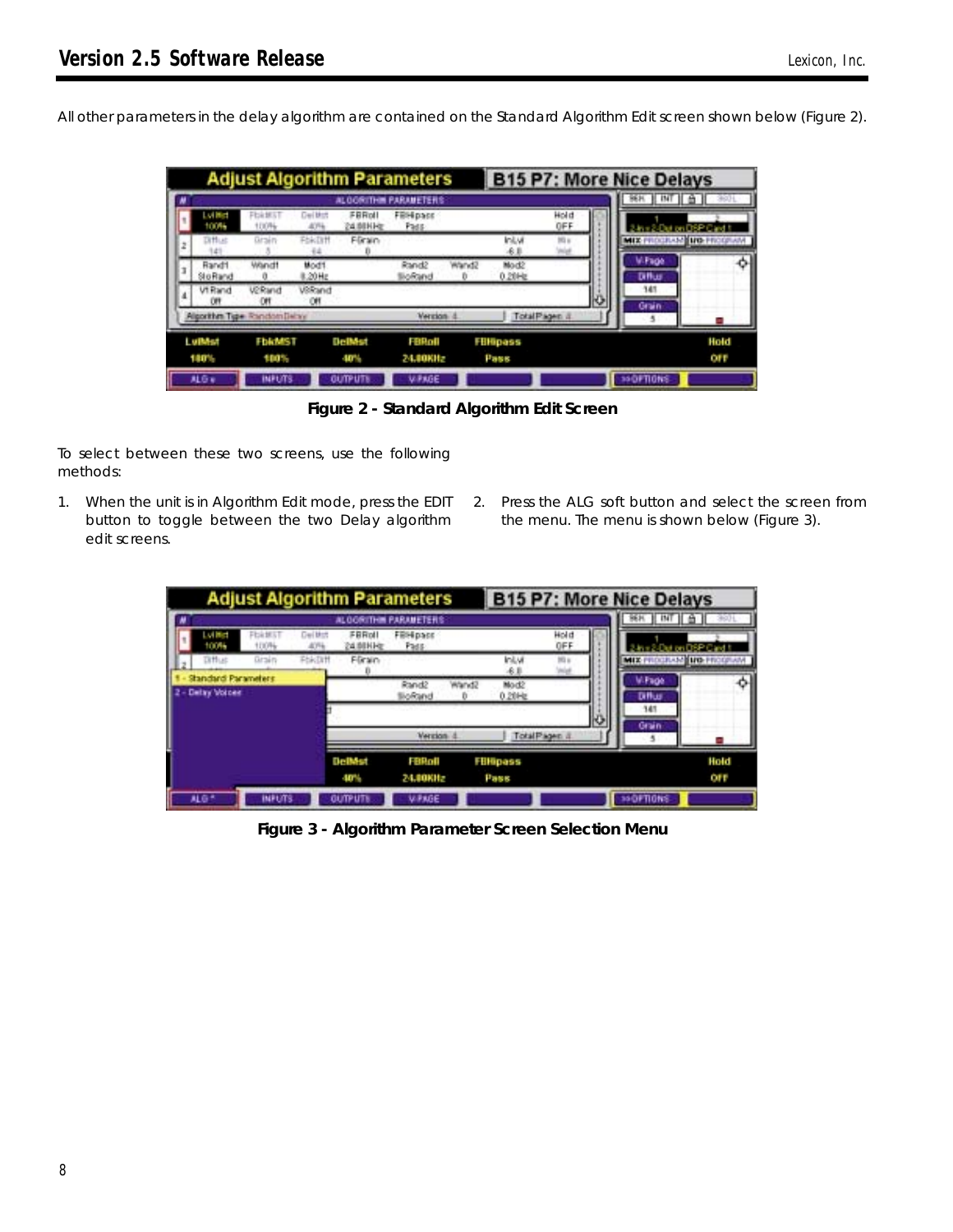All other parameters in the delay algorithm are contained on the Standard Algorithm Edit screen shown below (Figure 2).

**Figure 2 - Standard Algorithm Edit Screen**

To select between these two screens, use the following methods:

1. When the unit is in Algorithm Edit mode, press the EDIT button to toggle between the two Delay algorithm edit screens.
2. Press the ALG soft button and select the screen from the menu. The menu is shown below (Figure 3).

**Figure 3 - Algorithm Parameter Screen Selection Menu**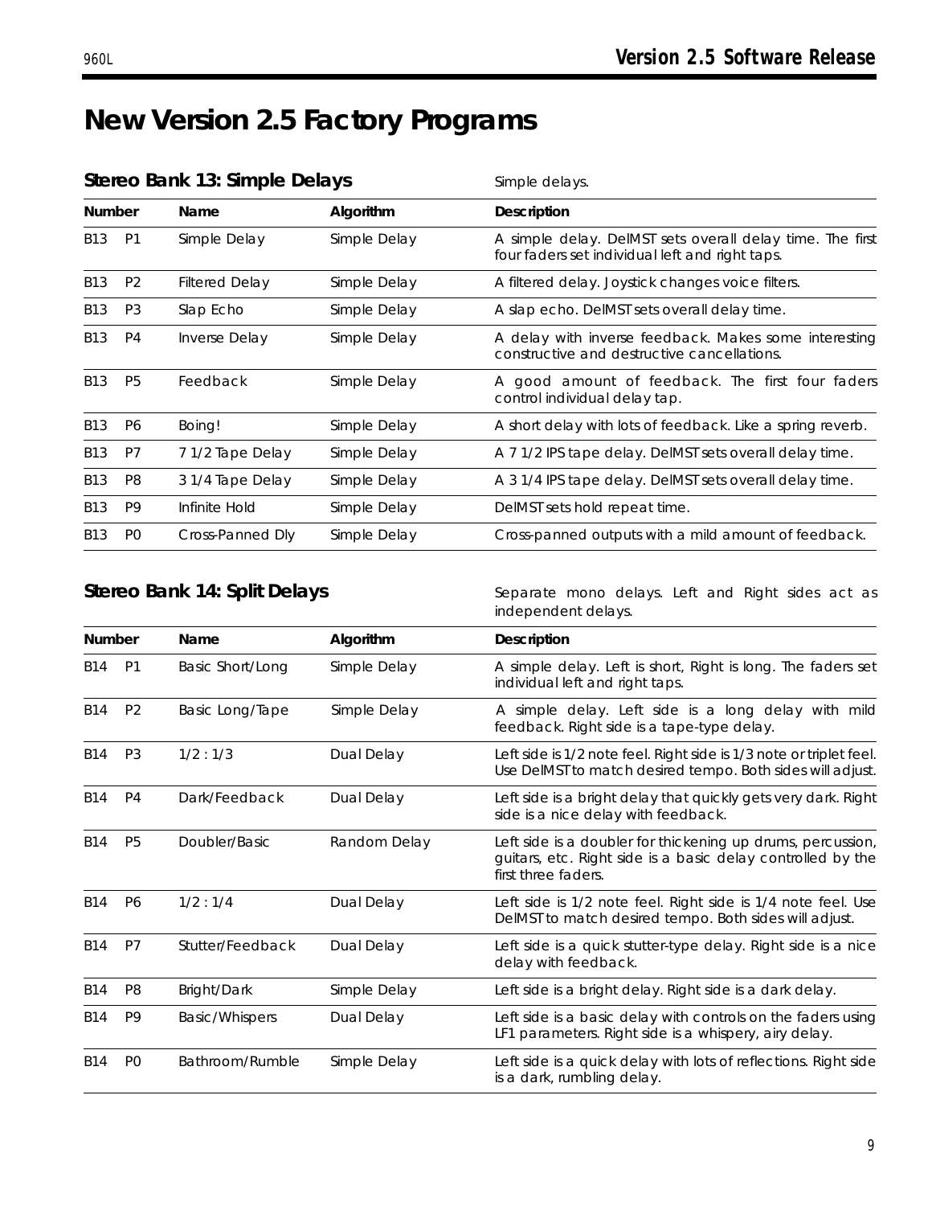# New Version 2.5 Factory Programs

## Stereo Bank 13: Simple Delays

Simple delays.

| Number | | Name | Algorithm | Description |
|---|---|---|---|---|
| B13 | P1 | Simple Delay | Simple Delay | A simple delay. DelMST sets overall delay time. The first four faders set individual left and right taps. |
| B13 | P2 | Filtered Delay | Simple Delay | A filtered delay. Joystick changes voice filters. |
| B13 | P3 | Slap Echo | Simple Delay | A slap echo. DelMST sets overall delay time. |
| B13 | P4 | Inverse Delay | Simple Delay | A delay with inverse feedback. Makes some interesting constructive and destructive cancellations. |
| B13 | P5 | Feedback | Simple Delay | A good amount of feedback. The first four faders control individual delay tap. |
| B13 | P6 | Boing! | Simple Delay | A short delay with lots of feedback. Like a spring reverb. |
| B13 | P7 | 7 1/2 Tape Delay | Simple Delay | A 7 1/2 IPS tape delay. DelMST sets overall delay time. |
| B13 | P8 | 3 1/4 Tape Delay | Simple Delay | A 3 1/4 IPS tape delay. DelMST sets overall delay time. |
| B13 | P9 | Infinite Hold | Simple Delay | DelMST sets hold repeat time. |
| B13 | P0 | Cross-Panned Dly | Simple Delay | Cross-panned outputs with a mild amount of feedback. |

## Stereo Bank 14: Split Delays

Separate mono delays. Left and Right sides act as independent delays.

| Number | | Name | Algorithm | Description |
|---|---|---|---|---|
| B14 | P1 | Basic Short/Long | Simple Delay | A simple delay. Left is short, Right is long. The faders set individual left and right taps. |
| B14 | P2 | Basic Long/Tape | Simple Delay | A simple delay. Left side is a long delay with mild feedback. Right side is a tape-type delay. |
| B14 | P3 | 1/2 : 1/3 | Dual Delay | Left side is 1/2 note feel. Right side is 1/3 note or triplet feel. Use DelMST to match desired tempo. Both sides will adjust. |
| B14 | P4 | Dark/Feedback | Dual Delay | Left side is a bright delay that quickly gets very dark. Right side is a nice delay with feedback. |
| B14 | P5 | Doubler/Basic | Random Delay | Left side is a doubler for thickening up drums, percussion, guitars, etc. Right side is a basic delay controlled by the first three faders. |
| B14 | P6 | 1/2 : 1/4 | Dual Delay | Left side is 1/2 note feel. Right side is 1/4 note feel. Use DelMST to match desired tempo. Both sides will adjust. |
| B14 | P7 | Stutter/Feedback | Dual Delay | Left side is a quick stutter-type delay. Right side is a nice delay with feedback. |
| B14 | P8 | Bright/Dark | Simple Delay | Left side is a bright delay. Right side is a dark delay. |
| B14 | P9 | Basic/Whispers | Dual Delay | Left side is a basic delay with controls on the faders using LF1 parameters. Right side is a whispery, airy delay. |
| B14 | P0 | Bathroom/Rumble | Simple Delay | Left side is a quick delay with lots of reflections. Right side is a dark, rumbling delay. |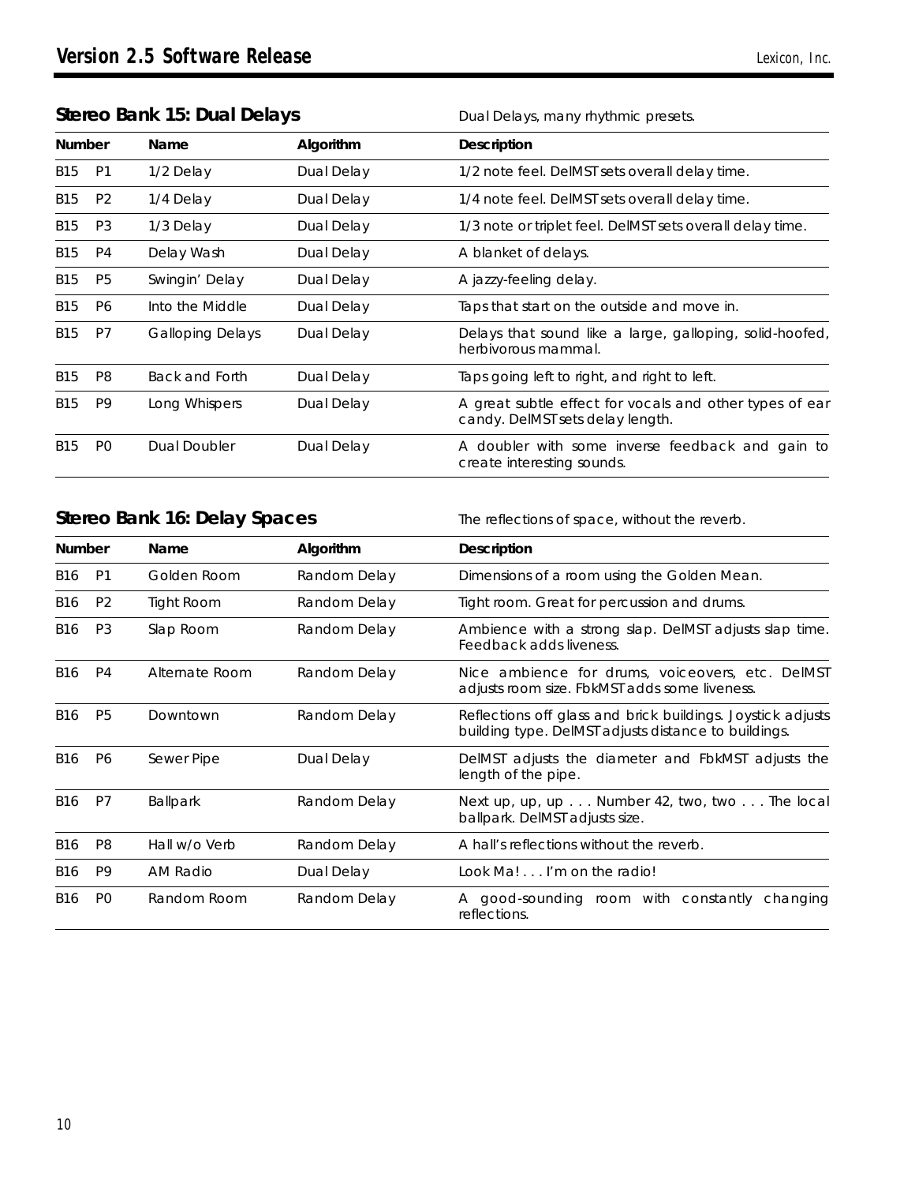## Stereo Bank 15: Dual Delays

Dual Delays, many rhythmic presets.

| Number | Name | Algorithm | Description |
|---|---|---|---|
| B15 P1 | 1/2 Delay | Dual Delay | 1/2 note feel. DelMST sets overall delay time. |
| B15 P2 | 1/4 Delay | Dual Delay | 1/4 note feel. DelMST sets overall delay time. |
| B15 P3 | 1/3 Delay | Dual Delay | 1/3 note or triplet feel. DelMST sets overall delay time. |
| B15 P4 | Delay Wash | Dual Delay | A blanket of delays. |
| B15 P5 | Swingin' Delay | Dual Delay | A jazzy-feeling delay. |
| B15 P6 | Into the Middle | Dual Delay | Taps that start on the outside and move in. |
| B15 P7 | Galloping Delays | Dual Delay | Delays that sound like a large, galloping, solid-hoofed, herbivorous mammal. |
| B15 P8 | Back and Forth | Dual Delay | Taps going left to right, and right to left. |
| B15 P9 | Long Whispers | Dual Delay | A great subtle effect for vocals and other types of ear candy. DelMST sets delay length. |
| B15 P0 | Dual Doubler | Dual Delay | A doubler with some inverse feedback and gain to create interesting sounds. |

## Stereo Bank 16: Delay Spaces

The reflections of space, without the reverb.

| Number | Name | Algorithm | Description |
|---|---|---|---|
| B16 P1 | Golden Room | Random Delay | Dimensions of a room using the Golden Mean. |
| B16 P2 | Tight Room | Random Delay | Tight room. Great for percussion and drums. |
| B16 P3 | Slap Room | Random Delay | Ambience with a strong slap. DelMST adjusts slap time. Feedback adds liveness. |
| B16 P4 | Alternate Room | Random Delay | Nice ambience for drums, voiceovers, etc. DelMST adjusts room size. FbkMST adds some liveness. |
| B16 P5 | Downtown | Random Delay | Reflections off glass and brick buildings. Joystick adjusts building type. DelMST adjusts distance to buildings. |
| B16 P6 | Sewer Pipe | Dual Delay | DelMST adjusts the diameter and FbkMST adjusts the length of the pipe. |
| B16 P7 | Ballpark | Random Delay | Next up, up, up . . . Number 42, two, two . . . The local ballpark. DelMST adjusts size. |
| B16 P8 | Hall w/o Verb | Random Delay | A hall's reflections without the reverb. |
| B16 P9 | AM Radio | Dual Delay | Look Ma! . . . I'm on the radio! |
| B16 P0 | Random Room | Random Delay | A good-sounding room with constantly changing reflections. |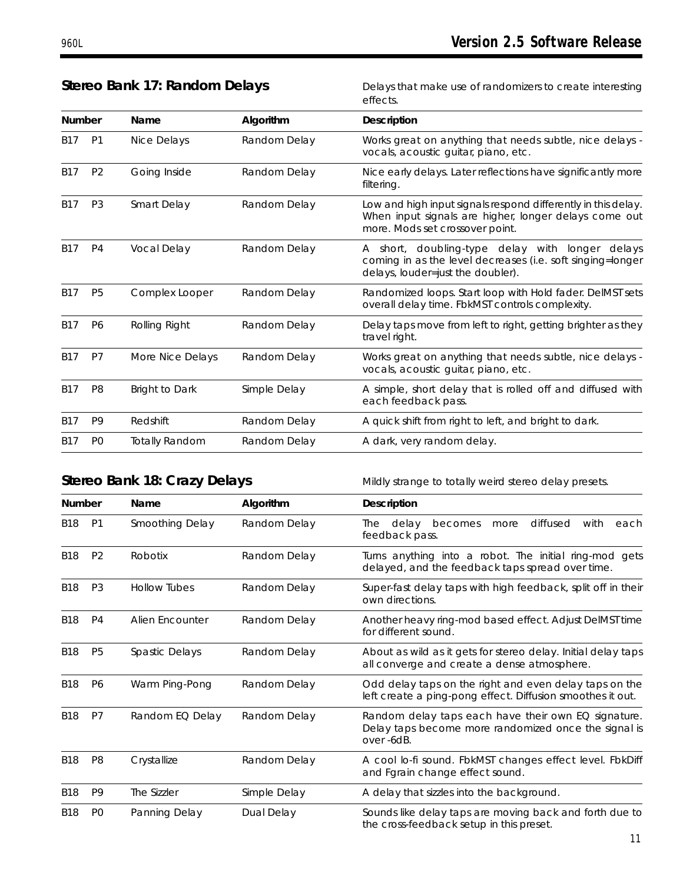## Stereo Bank 17: Random Delays

Delays that make use of randomizers to create interesting effects.

| Number | | Name | Algorithm | Description |
|---|---|---|---|---|
| B17 | P1 | Nice Delays | Random Delay | Works great on anything that needs subtle, nice delays - vocals, acoustic guitar, piano, etc. |
| B17 | P2 | Going Inside | Random Delay | Nice early delays. Later reflections have significantly more filtering. |
| B17 | P3 | Smart Delay | Random Delay | Low and high input signals respond differently in this delay. When input signals are higher, longer delays come out more. Mods set crossover point. |
| B17 | P4 | Vocal Delay | Random Delay | A short, doubling-type delay with longer delays coming in as the level decreases (i.e. soft singing=longer delays, louder=just the doubler). |
| B17 | P5 | Complex Looper | Random Delay | Randomized loops. Start loop with Hold fader. DelMST sets overall delay time. FbkMST controls complexity. |
| B17 | P6 | Rolling Right | Random Delay | Delay taps move from left to right, getting brighter as they travel right. |
| B17 | P7 | More Nice Delays | Random Delay | Works great on anything that needs subtle, nice delays - vocals, acoustic guitar, piano, etc. |
| B17 | P8 | Bright to Dark | Simple Delay | A simple, short delay that is rolled off and diffused with each feedback pass. |
| B17 | P9 | Redshift | Random Delay | A quick shift from right to left, and bright to dark. |
| B17 | P0 | Totally Random | Random Delay | A dark, very random delay. |

## Stereo Bank 18: Crazy Delays

Mildly strange to totally weird stereo delay presets.

| Number | | Name | Algorithm | Description |
|---|---|---|---|---|
| B18 | P1 | Smoothing Delay | Random Delay | The delay becomes more diffused with each feedback pass. |
| B18 | P2 | Robotix | Random Delay | Turns anything into a robot. The initial ring-mod gets delayed, and the feedback taps spread over time. |
| B18 | P3 | Hollow Tubes | Random Delay | Super-fast delay taps with high feedback, split off in their own directions. |
| B18 | P4 | Alien Encounter | Random Delay | Another heavy ring-mod based effect. Adjust DelMST time for different sound. |
| B18 | P5 | Spastic Delays | Random Delay | About as wild as it gets for stereo delay. Initial delay taps all converge and create a dense atmosphere. |
| B18 | P6 | Warm Ping-Pong | Random Delay | Odd delay taps on the right and even delay taps on the left create a ping-pong effect. Diffusion smoothes it out. |
| B18 | P7 | Random EQ Delay | Random Delay | Random delay taps each have their own EQ signature. Delay taps become more randomized once the signal is over -6dB. |
| B18 | P8 | Crystallize | Random Delay | A cool lo-fi sound. FbkMST changes effect level. FbkDiff and Fgrain change effect sound. |
| B18 | P9 | The Sizzler | Simple Delay | A delay that sizzles into the background. |
| B18 | P0 | Panning Delay | Dual Delay | Sounds like delay taps are moving back and forth due to the cross-feedback setup in this preset. |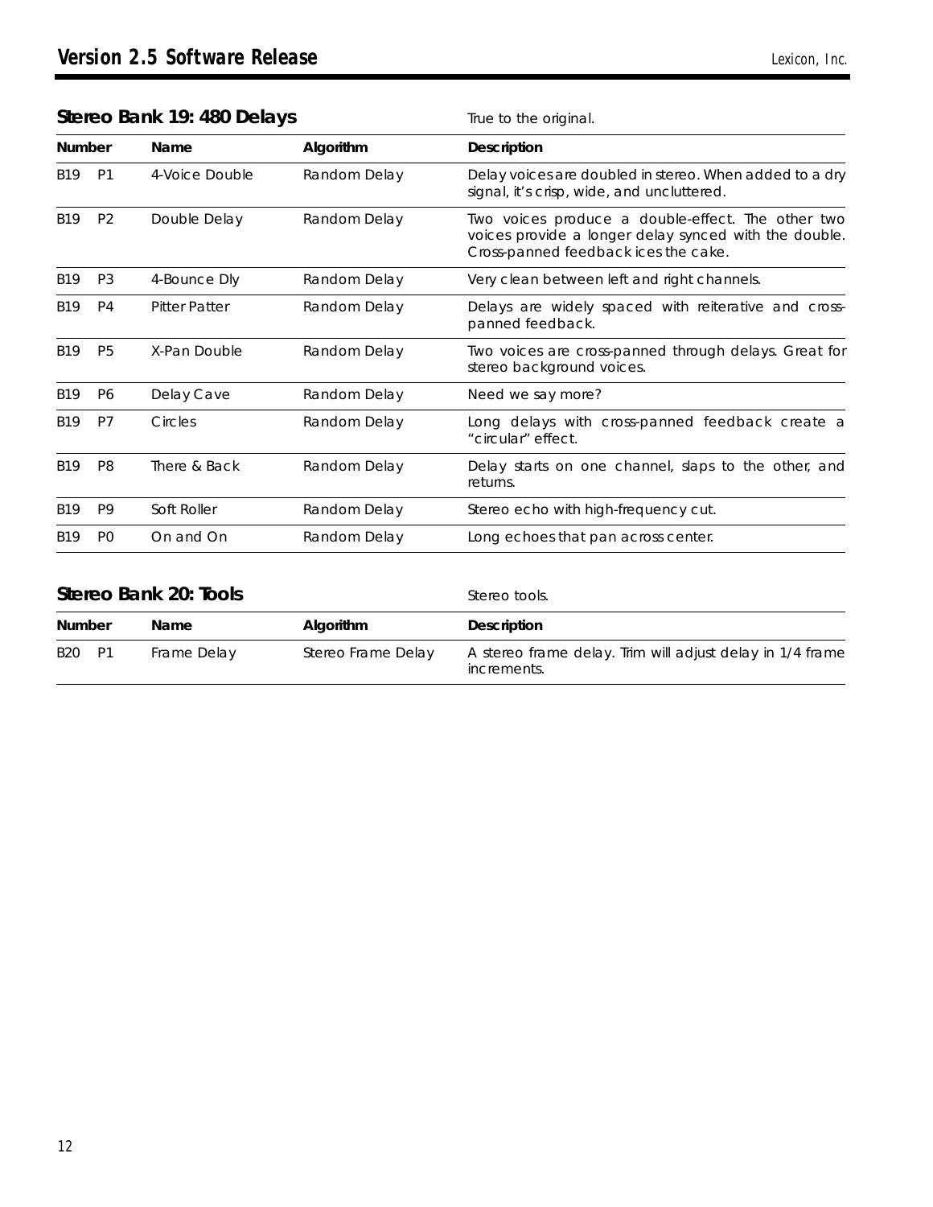## Stereo Bank 19: 480 Delays

True to the original.

| Number | Name | Algorithm | Description |
|---|---|---|---|
| B19 P1 | 4-Voice Double | Random Delay | Delay voices are doubled in stereo. When added to a dry signal, it's crisp, wide, and uncluttered. |
| B19 P2 | Double Delay | Random Delay | Two voices produce a double-effect. The other two voices provide a longer delay synced with the double. Cross-panned feedback ices the cake. |
| B19 P3 | 4-Bounce Dly | Random Delay | Very clean between left and right channels. |
| B19 P4 | Pitter Patter | Random Delay | Delays are widely spaced with reiterative and cross-panned feedback. |
| B19 P5 | X-Pan Double | Random Delay | Two voices are cross-panned through delays. Great for stereo background voices. |
| B19 P6 | Delay Cave | Random Delay | Need we say more? |
| B19 P7 | Circles | Random Delay | Long delays with cross-panned feedback create a "circular" effect. |
| B19 P8 | There & Back | Random Delay | Delay starts on one channel, slaps to the other, and returns. |
| B19 P9 | Soft Roller | Random Delay | Stereo echo with high-frequency cut. |
| B19 P0 | On and On | Random Delay | Long echoes that pan across center. |

## Stereo Bank 20: Tools

Stereo tools.

| Number | Name | Algorithm | Description |
|---|---|---|---|
| B20 P1 | Frame Delay | Stereo Frame Delay | A stereo frame delay. Trim will adjust delay in 1/4 frame increments. |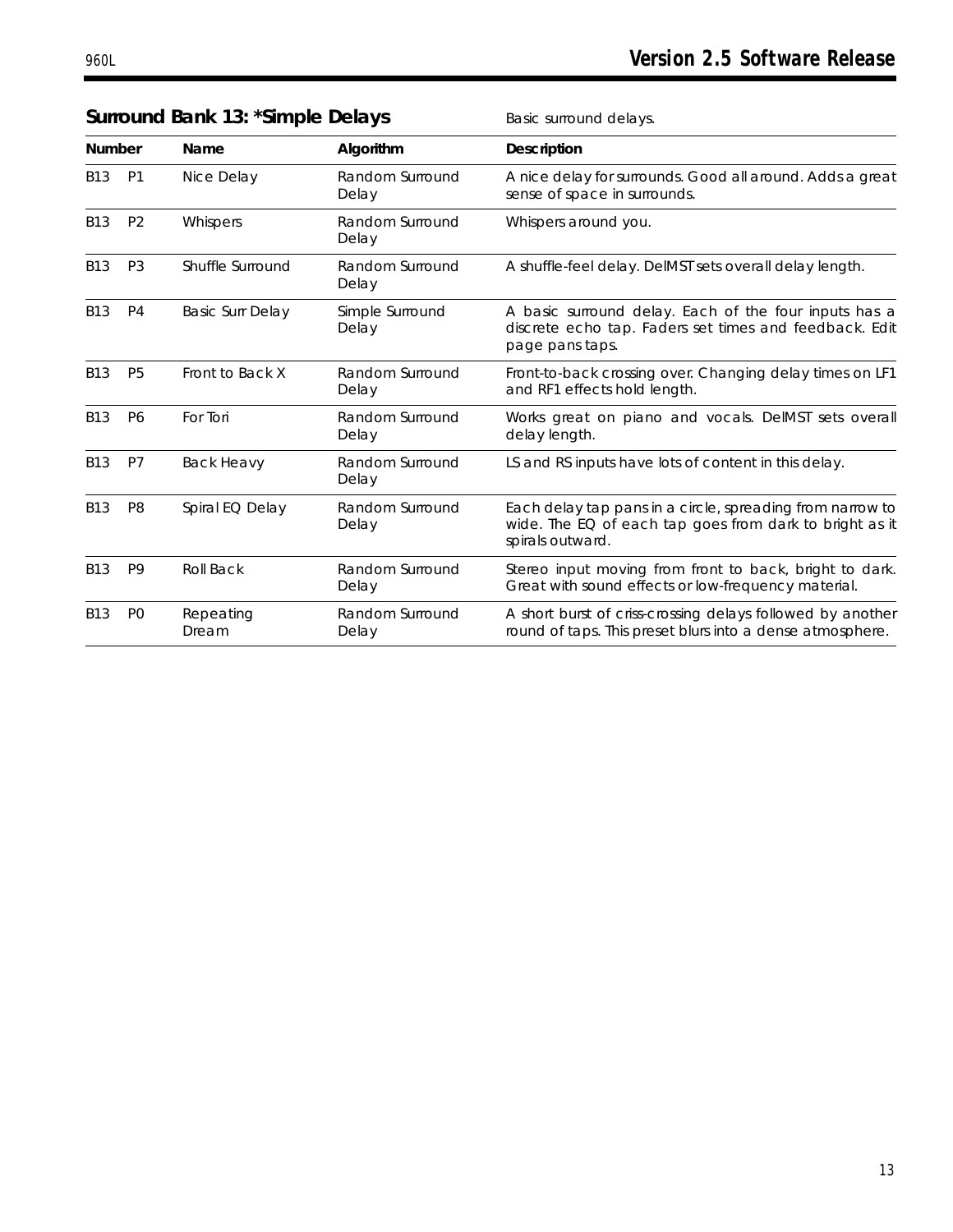## Surround Bank 13: *Simple Delays

Basic surround delays.

| Number | | Name | Algorithm | Description |
|---|---|---|---|---|
| B13 | P1 | Nice Delay | Random Surround Delay | A nice delay for surrounds. Good all around. Adds a great sense of space in surrounds. |
| B13 | P2 | Whispers | Random Surround Delay | Whispers around you. |
| B13 | P3 | Shuffle Surround | Random Surround Delay | A shuffle-feel delay. DelMST sets overall delay length. |
| B13 | P4 | Basic Surr Delay | Simple Surround Delay | A basic surround delay. Each of the four inputs has a discrete echo tap. Faders set times and feedback. Edit page pans taps. |
| B13 | P5 | Front to Back X | Random Surround Delay | Front-to-back crossing over. Changing delay times on LF1 and RF1 effects hold length. |
| B13 | P6 | For Tori | Random Surround Delay | Works great on piano and vocals. DelMST sets overall delay length. |
| B13 | P7 | Back Heavy | Random Surround Delay | LS and RS inputs have lots of content in this delay. |
| B13 | P8 | Spiral EQ Delay | Random Surround Delay | Each delay tap pans in a circle, spreading from narrow to wide. The EQ of each tap goes from dark to bright as it spirals outward. |
| B13 | P9 | Roll Back | Random Surround Delay | Stereo input moving from front to back, bright to dark. Great with sound effects or low-frequency material. |
| B13 | P0 | Repeating Dream | Random Surround Delay | A short burst of criss-crossing delays followed by another round of taps. This preset blurs into a dense atmosphere. |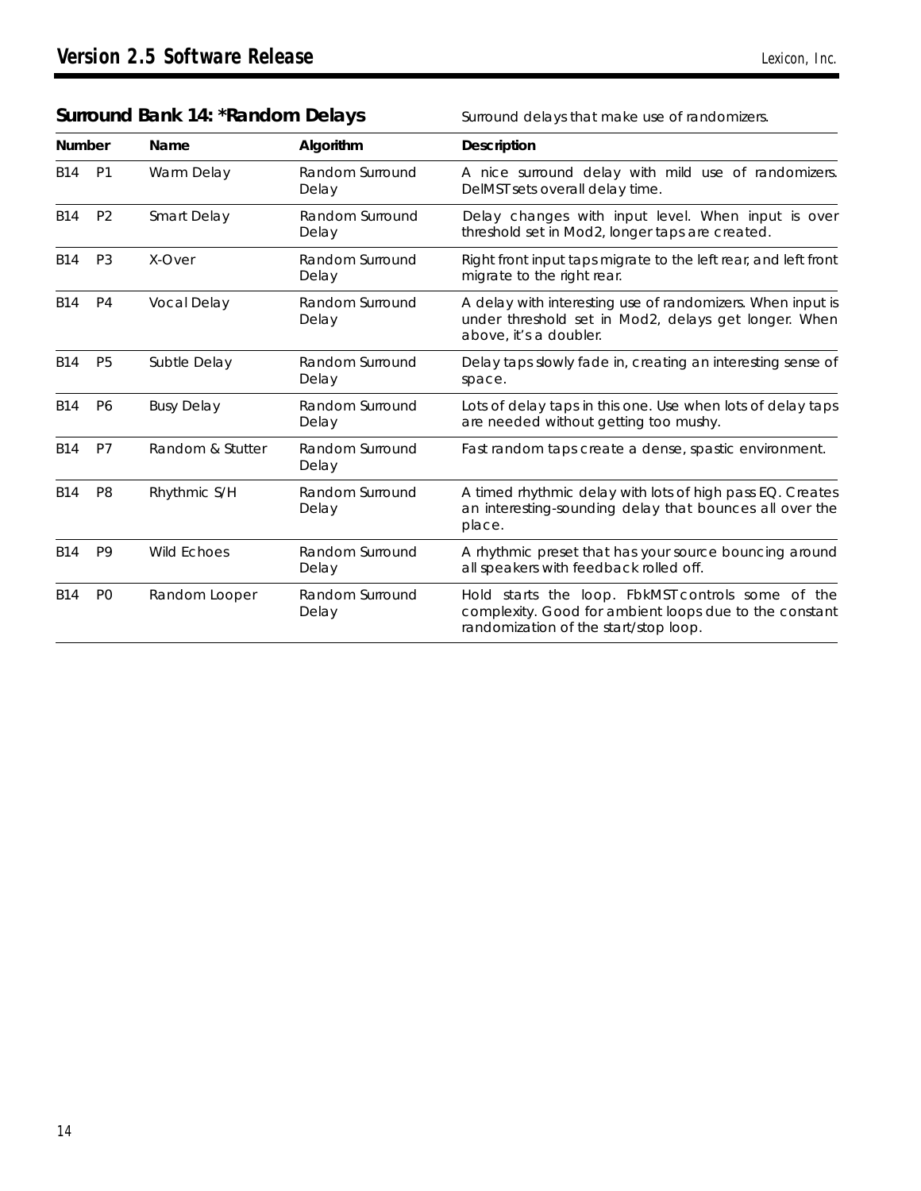## Surround Bank 14: *Random Delays

Surround delays that make use of randomizers.

| Number | Name | Algorithm | Description |
|---|---|---|---|
| B14 P1 | Warm Delay | Random Surround Delay | A nice surround delay with mild use of randomizers. DelMST sets overall delay time. |
| B14 P2 | Smart Delay | Random Surround Delay | Delay changes with input level. When input is over threshold set in Mod2, longer taps are created. |
| B14 P3 | X-Over | Random Surround Delay | Right front input taps migrate to the left rear, and left front migrate to the right rear. |
| B14 P4 | Vocal Delay | Random Surround Delay | A delay with interesting use of randomizers. When input is under threshold set in Mod2, delays get longer. When above, it's a doubler. |
| B14 P5 | Subtle Delay | Random Surround Delay | Delay taps slowly fade in, creating an interesting sense of space. |
| B14 P6 | Busy Delay | Random Surround Delay | Lots of delay taps in this one. Use when lots of delay taps are needed without getting too mushy. |
| B14 P7 | Random & Stutter | Random Surround Delay | Fast random taps create a dense, spastic environment. |
| B14 P8 | Rhythmic S/H | Random Surround Delay | A timed rhythmic delay with lots of high pass EQ. Creates an interesting-sounding delay that bounces all over the place. |
| B14 P9 | Wild Echoes | Random Surround Delay | A rhythmic preset that has your source bouncing around all speakers with feedback rolled off. |
| B14 P0 | Random Looper | Random Surround Delay | Hold starts the loop. FbkMST controls some of the complexity. Good for ambient loops due to the constant randomization of the start/stop loop. |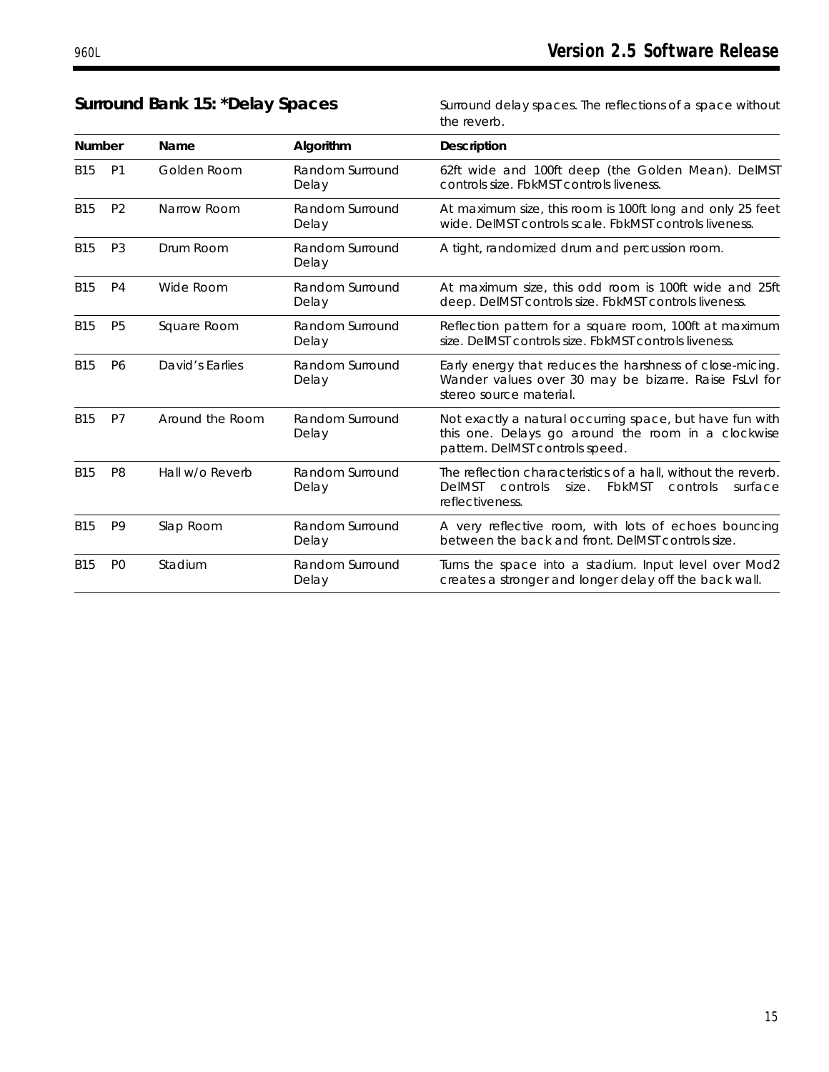## Surround Bank 15: *Delay Spaces

Surround delay spaces. The reflections of a space without the reverb.

| Number | | Name | Algorithm | Description |
|---|---|---|---|---|
| B15 | P1 | Golden Room | Random Surround Delay | 62ft wide and 100ft deep (the Golden Mean). DelMST controls size. FbkMST controls liveness. |
| B15 | P2 | Narrow Room | Random Surround Delay | At maximum size, this room is 100ft long and only 25 feet wide. DelMST controls scale. FbkMST controls liveness. |
| B15 | P3 | Drum Room | Random Surround Delay | A tight, randomized drum and percussion room. |
| B15 | P4 | Wide Room | Random Surround Delay | At maximum size, this odd room is 100ft wide and 25ft deep. DelMST controls size. FbkMST controls liveness. |
| B15 | P5 | Square Room | Random Surround Delay | Reflection pattern for a square room, 100ft at maximum size. DelMST controls size. FbkMST controls liveness. |
| B15 | P6 | David's Earlies | Random Surround Delay | Early energy that reduces the harshness of close-micing. Wander values over 30 may be bizarre. Raise FsLvl for stereo source material. |
| B15 | P7 | Around the Room | Random Surround Delay | Not exactly a natural occurring space, but have fun with this one. Delays go around the room in a clockwise pattern. DelMST controls speed. |
| B15 | P8 | Hall w/o Reverb | Random Surround Delay | The reflection characteristics of a hall, without the reverb. DelMST controls size. FbkMST controls surface reflectiveness. |
| B15 | P9 | Slap Room | Random Surround Delay | A very reflective room, with lots of echoes bouncing between the back and front. DelMST controls size. |
| B15 | P0 | Stadium | Random Surround Delay | Turns the space into a stadium. Input level over Mod2 creates a stronger and longer delay off the back wall. |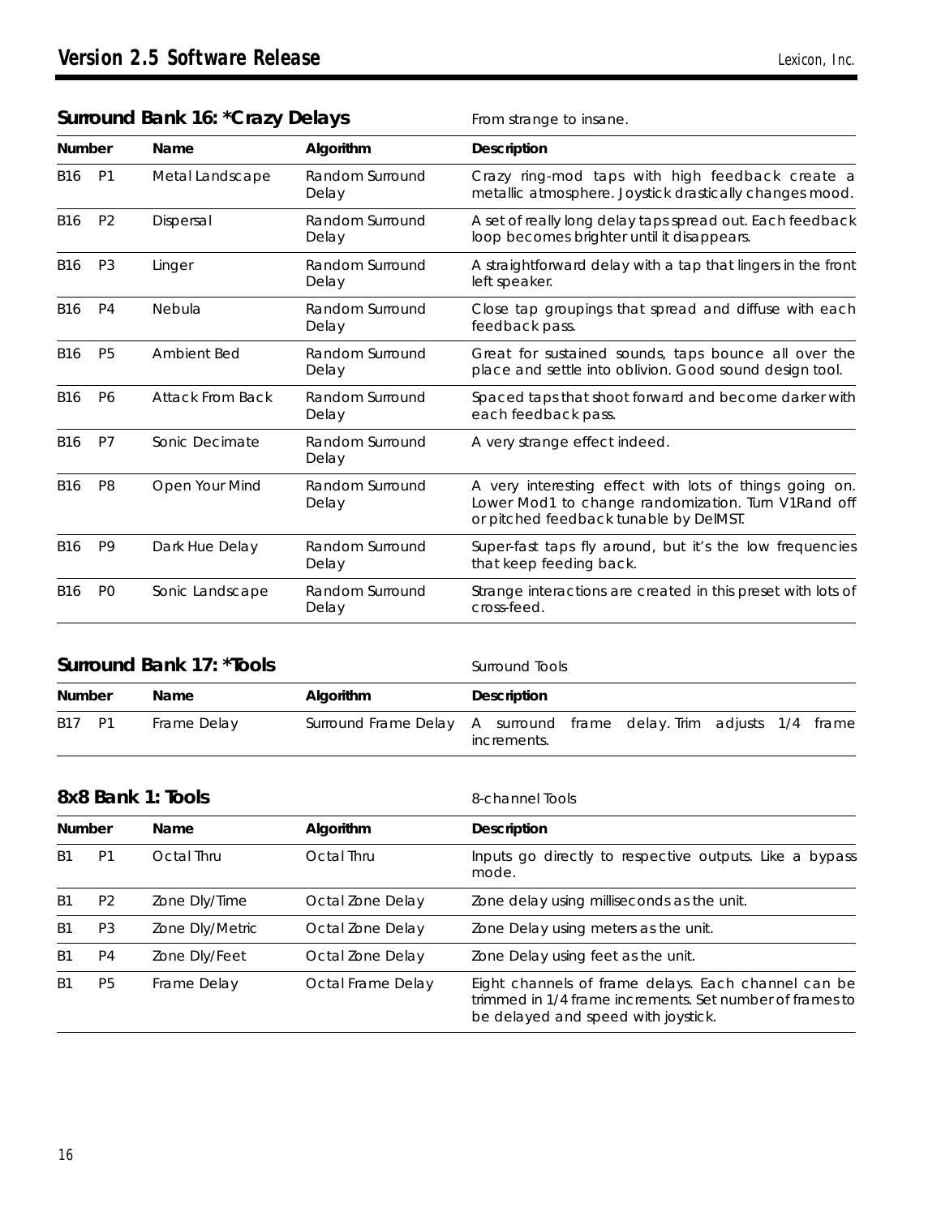## Surround Bank 16: *Crazy Delays

From strange to insane.

| Number | Name | Algorithm | Description |
|---|---|---|---|
| B16 P1 | Metal Landscape | Random Surround Delay | Crazy ring-mod taps with high feedback create a metallic atmosphere. Joystick drastically changes mood. |
| B16 P2 | Dispersal | Random Surround Delay | A set of really long delay taps spread out. Each feedback loop becomes brighter until it disappears. |
| B16 P3 | Linger | Random Surround Delay | A straightforward delay with a tap that lingers in the front left speaker. |
| B16 P4 | Nebula | Random Surround Delay | Close tap groupings that spread and diffuse with each feedback pass. |
| B16 P5 | Ambient Bed | Random Surround Delay | Great for sustained sounds, taps bounce all over the place and settle into oblivion. Good sound design tool. |
| B16 P6 | Attack From Back | Random Surround Delay | Spaced taps that shoot forward and become darker with each feedback pass. |
| B16 P7 | Sonic Decimate | Random Surround Delay | A very strange effect indeed. |
| B16 P8 | Open Your Mind | Random Surround Delay | A very interesting effect with lots of things going on. Lower Mod1 to change randomization. Turn V1Rand off or pitched feedback tunable by DelMST. |
| B16 P9 | Dark Hue Delay | Random Surround Delay | Super-fast taps fly around, but it's the low frequencies that keep feeding back. |
| B16 P0 | Sonic Landscape | Random Surround Delay | Strange interactions are created in this preset with lots of cross-feed. |

## Surround Bank 17: *Tools

Surround Tools

| Number | Name | Algorithm | Description |
|---|---|---|---|
| B17 P1 | Frame Delay | Surround Frame Delay | A surround frame delay. Trim adjusts 1/4 frame increments. |

## 8x8 Bank 1: Tools

8-channel Tools

| Number | Name | Algorithm | Description |
|---|---|---|---|
| B1 P1 | Octal Thru | Octal Thru | Inputs go directly to respective outputs. Like a bypass mode. |
| B1 P2 | Zone Dly/Time | Octal Zone Delay | Zone delay using milliseconds as the unit. |
| B1 P3 | Zone Dly/Metric | Octal Zone Delay | Zone Delay using meters as the unit. |
| B1 P4 | Zone Dly/Feet | Octal Zone Delay | Zone Delay using feet as the unit. |
| B1 P5 | Frame Delay | Octal Frame Delay | Eight channels of frame delays. Each channel can be trimmed in 1/4 frame increments. Set number of frames to be delayed and speed with joystick. |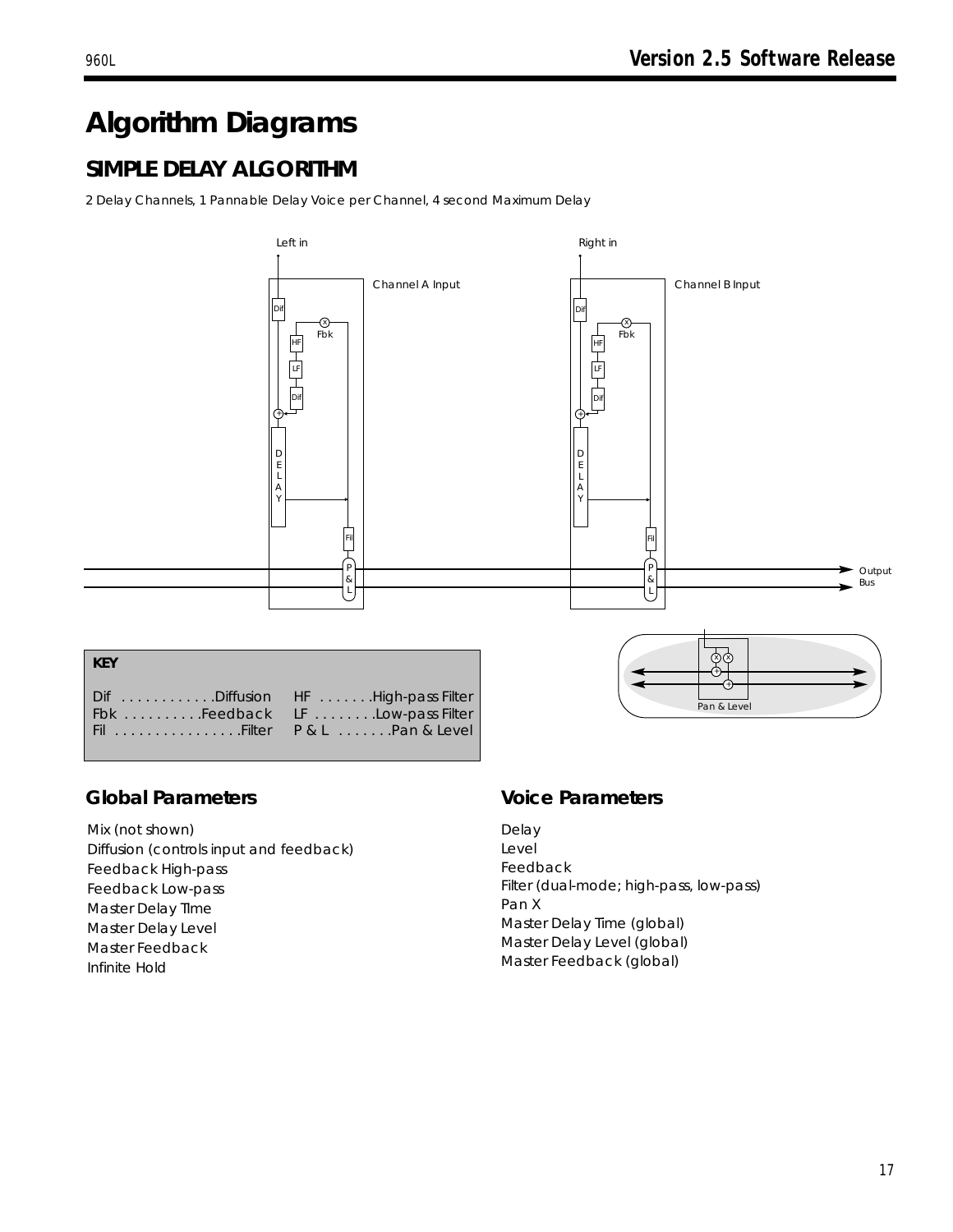# Algorithm Diagrams

## SIMPLE DELAY ALGORITHM

2 Delay Channels, 1 Pannable Delay Voice per Channel, 4 second Maximum Delay

Left in

Channel A Input

Right in

Channel B Input

Dif

Fbk

HF

LF

Dif

DELAY

Fil

P & L

Output Bus

Pan & Level

**KEY**

| | |
|---|---|
| Dif ............Diffusion | HF .......High-pass Filter |
| Fbk ..........Feedback | LF ........Low-pass Filter |
| Fil ................Filter | P & L .......Pan & Level |

### Global Parameters

Mix (not shown)
Diffusion (controls input and feedback)
Feedback High-pass
Feedback Low-pass
Master Delay TIme
Master Delay Level
Master Feedback
Infinite Hold

### Voice Parameters

Delay
Level
Feedback
Filter (dual-mode; high-pass, low-pass)
Pan X
Master Delay Time (global)
Master Delay Level (global)
Master Feedback (global)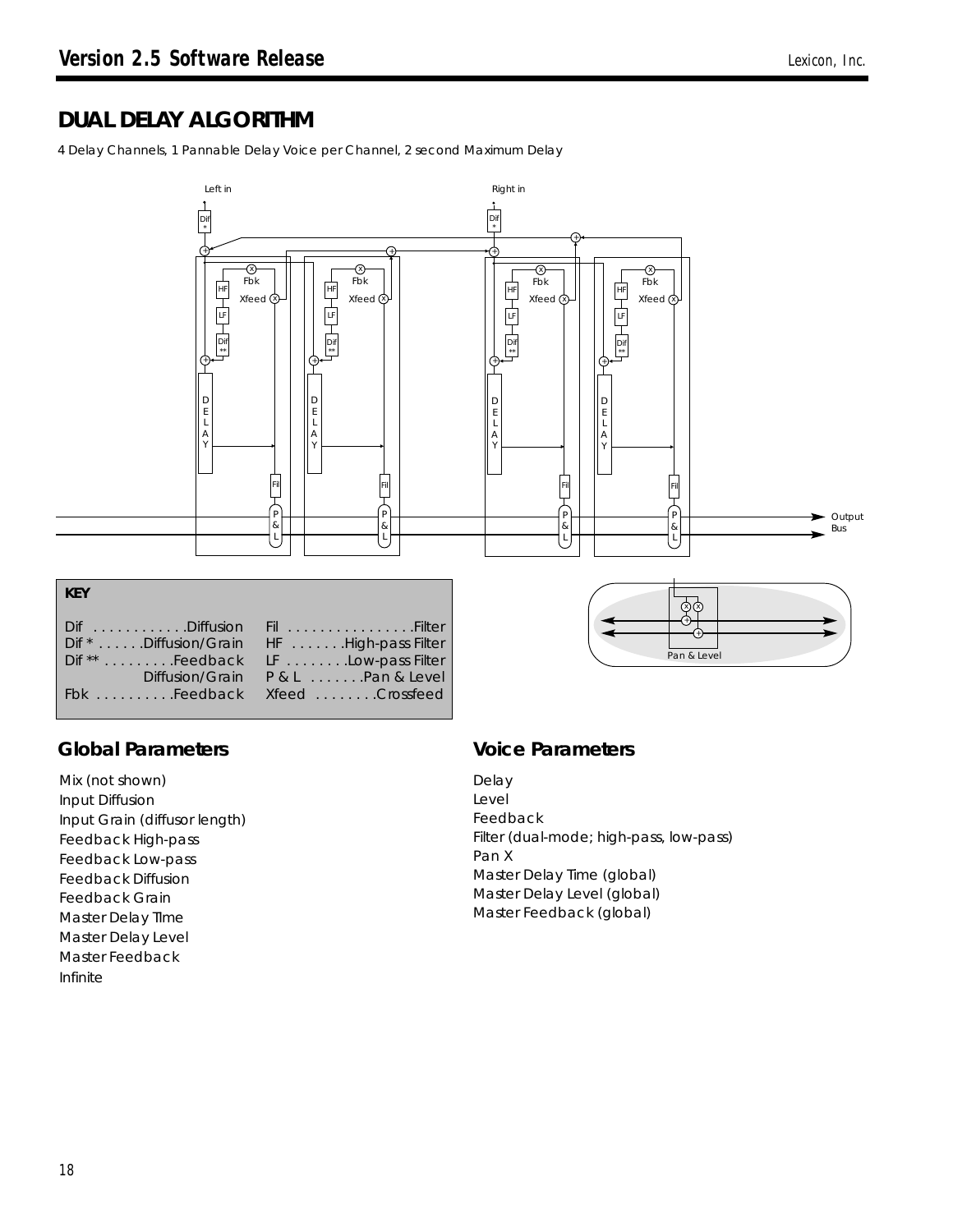# DUAL DELAY ALGORITHM

4 Delay Channels, 1 Pannable Delay Voice per Channel, 2 second Maximum Delay

Left in

Right in

Output Bus

Pan & Level

**KEY**

| | |
|---|---|
| Dif . . . . . . . . . . . .Diffusion | Fil . . . . . . . . . . . . . . . .Filter |
| Dif * . . . . . .Diffusion/Grain | HF . . . . . . .High-pass Filter |
| Dif ** . . . . . . . . .Feedback Diffusion/Grain | LF . . . . . . . .Low-pass Filter |
| | P & L . . . . . . .Pan & Level |
| Fbk . . . . . . . . . .Feedback | Xfeed . . . . . . . .Crossfeed |

## Global Parameters

Mix (not shown)
Input Diffusion
Input Grain (diffusor length)
Feedback High-pass
Feedback Low-pass
Feedback Diffusion
Feedback Grain
Master Delay TIme
Master Delay Level
Master Feedback
Infinite

## Voice Parameters

Delay
Level
Feedback
Filter (dual-mode; high-pass, low-pass)
Pan X
Master Delay Time (global)
Master Delay Level (global)
Master Feedback (global)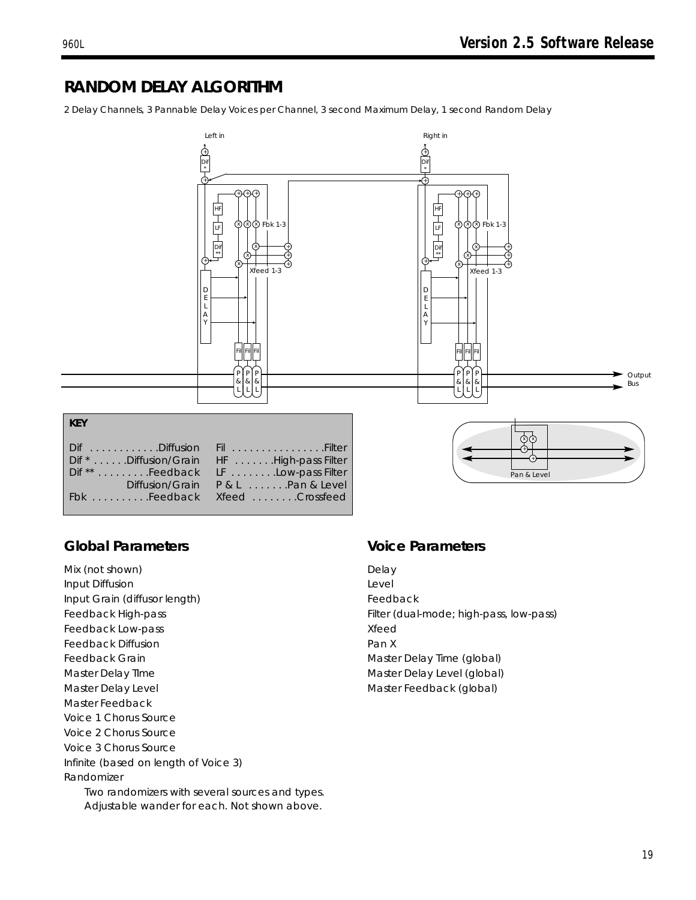# RANDOM DELAY ALGORITHM

2 Delay Channels, 3 Pannable Delay Voices per Channel, 3 second Maximum Delay, 1 second Random Delay

Left in

Right in

Dif *

HF

LF

Dif **

Fbk 1-3

Xfeed 1-3

D E L A Y

Fil Fil Fil

P & L

Output Bus

Pan & Level

**KEY**

| | |
|---|---|
| Dif . . . . . . . . . . . .Diffusion | Fil . . . . . . . . . . . . . . . .Filter |
| Dif * . . . . . .Diffusion/Grain | HF . . . . . . .High-pass Filter |
| Dif ** . . . . . . . . .Feedback Diffusion/Grain | LF . . . . . . . .Low-pass Filter |
| | P & L . . . . . . .Pan & Level |
| Fbk . . . . . . . . . .Feedback | Xfeed . . . . . . . .Crossfeed |

## Global Parameters

Mix (not shown)
Input Diffusion
Input Grain (diffusor length)
Feedback High-pass
Feedback Low-pass
Feedback Diffusion
Feedback Grain
Master Delay TIme
Master Delay Level
Master Feedback
Voice 1 Chorus Source
Voice 2 Chorus Source
Voice 3 Chorus Source
Infinite (based on length of Voice 3)
Randomizer

Two randomizers with several sources and types. Adjustable wander for each. Not shown above.

## Voice Parameters

Delay
Level
Feedback
Filter (dual-mode; high-pass, low-pass)
Xfeed
Pan X
Master Delay Time (global)
Master Delay Level (global)
Master Feedback (global)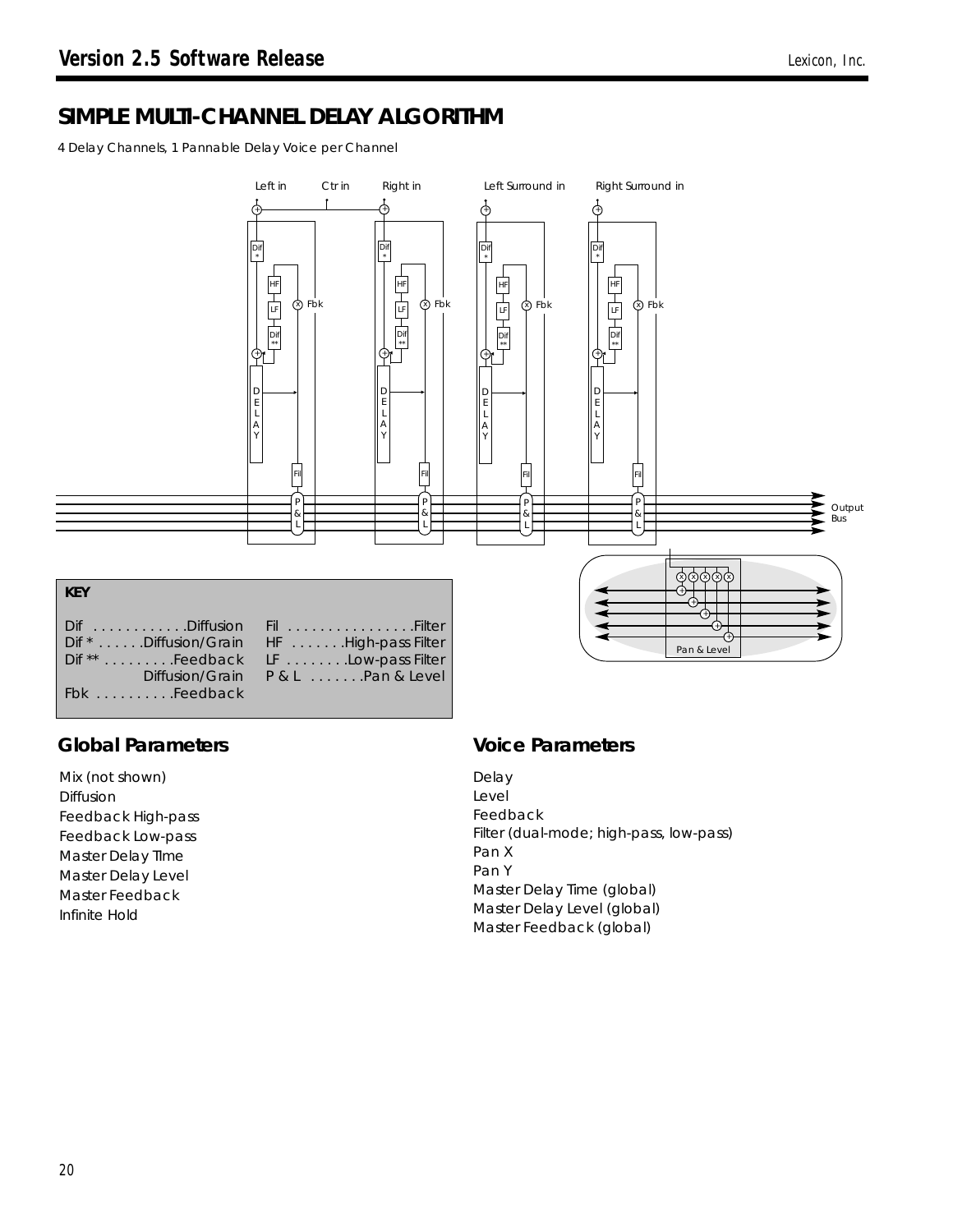## SIMPLE MULTI-CHANNEL DELAY ALGORITHM

4 Delay Channels, 1 Pannable Delay Voice per Channel

Left in
Ctr in
Right in
Left Surround in
Right Surround in
Dif *
HF
LF
Dif **
Fbk
DELAY
Fil
P & L
Output Bus
Pan & Level

**KEY**

| | |
|---|---|
| Dif . . . . . . . . . . . .Diffusion | Fil . . . . . . . . . . . . . . . .Filter |
| Dif * . . . . . .Diffusion/Grain | HF . . . . . . .High-pass Filter |
| Dif ** . . . . . . . . .Feedback Diffusion/Grain | LF . . . . . . . .Low-pass Filter |
| Fbk . . . . . . . . . .Feedback | P & L . . . . . . .Pan & Level |

### Global Parameters

Mix (not shown)
Diffusion
Feedback High-pass
Feedback Low-pass
Master Delay TIme
Master Delay Level
Master Feedback
Infinite Hold

### Voice Parameters

Delay
Level
Feedback
Filter (dual-mode; high-pass, low-pass)
Pan X
Pan Y
Master Delay Time (global)
Master Delay Level (global)
Master Feedback (global)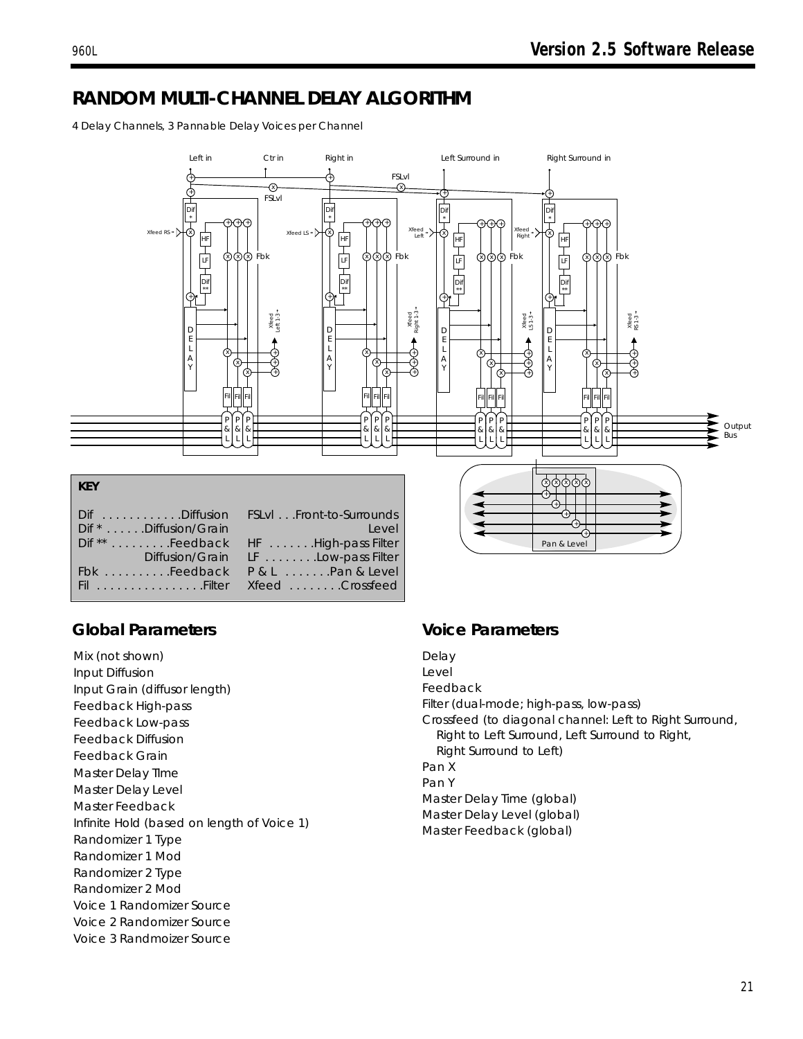# RANDOM MULTI-CHANNEL DELAY ALGORITHM

4 Delay Channels, 3 Pannable Delay Voices per Channel

Left in
Ctr in
Right in
Left Surround in
Right Surround in
FSLvl
FSLvl
Dif *
Xfeed RS
Xfeed LS
Xfeed Left
Xfeed Right
HF
LF
Dif **
Fbk
DELAY
Xfeed Left 1-3
Xfeed Right 1-3
Xfeed LS 1-3
Xfeed RS 1-3
Fil
P & L
Output Bus
Pan & Level

**KEY**

| | |
|---|---|
| Dif . . . . . . . . . . . .Diffusion | FSLvl . . .Front-to-Surrounds Level |
| Dif * . . . . . .Diffusion/Grain | HF . . . . . . .High-pass Filter |
| Dif ** . . . . . . . . .Feedback Diffusion/Grain | LF . . . . . . . .Low-pass Filter |
| Fbk . . . . . . . . . .Feedback | P & L . . . . . . .Pan & Level |
| Fil . . . . . . . . . . . . . . . .Filter | Xfeed . . . . . . . .Crossfeed |

## Global Parameters

Mix (not shown)
Input Diffusion
Input Grain (diffusor length)
Feedback High-pass
Feedback Low-pass
Feedback Diffusion
Feedback Grain
Master Delay Time
Master Delay Level
Master Feedback
Infinite Hold (based on length of Voice 1)
Randomizer 1 Type
Randomizer 1 Mod
Randomizer 2 Type
Randomizer 2 Mod
Voice 1 Randomizer Source
Voice 2 Randomizer Source
Voice 3 Randmoizer Source

## Voice Parameters

Delay
Level
Feedback
Filter (dual-mode; high-pass, low-pass)
Crossfeed (to diagonal channel: Left to Right Surround, Right to Left Surround, Left Surround to Right, Right Surround to Left)
Pan X
Pan Y
Master Delay Time (global)
Master Delay Level (global)
Master Feedback (global)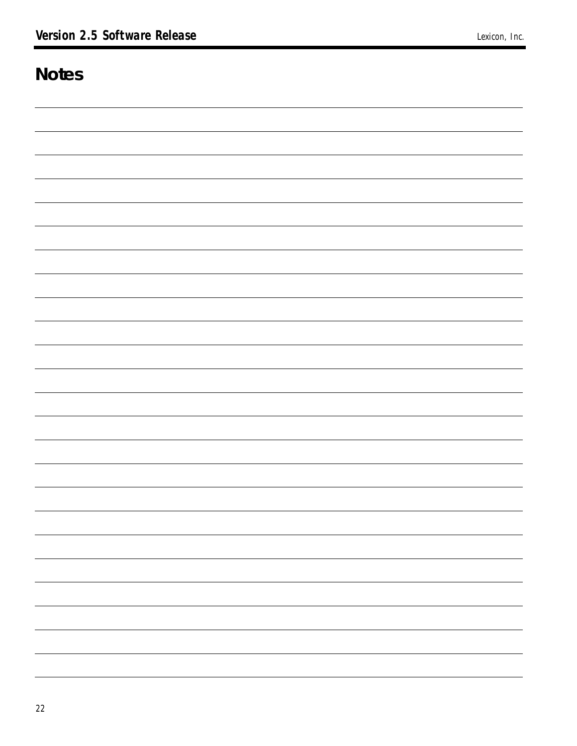# Notes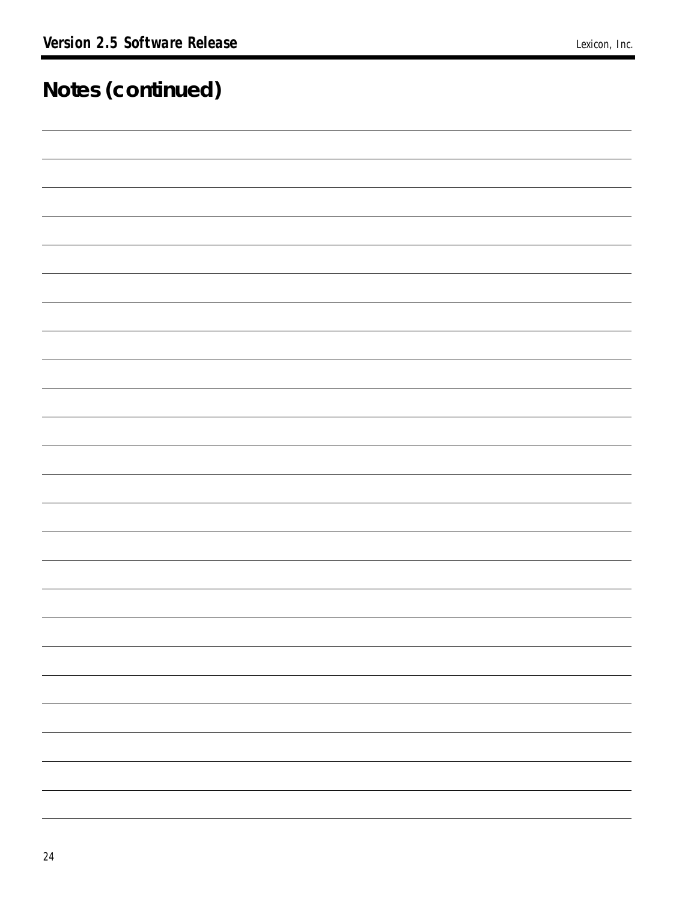# Notes (continued)